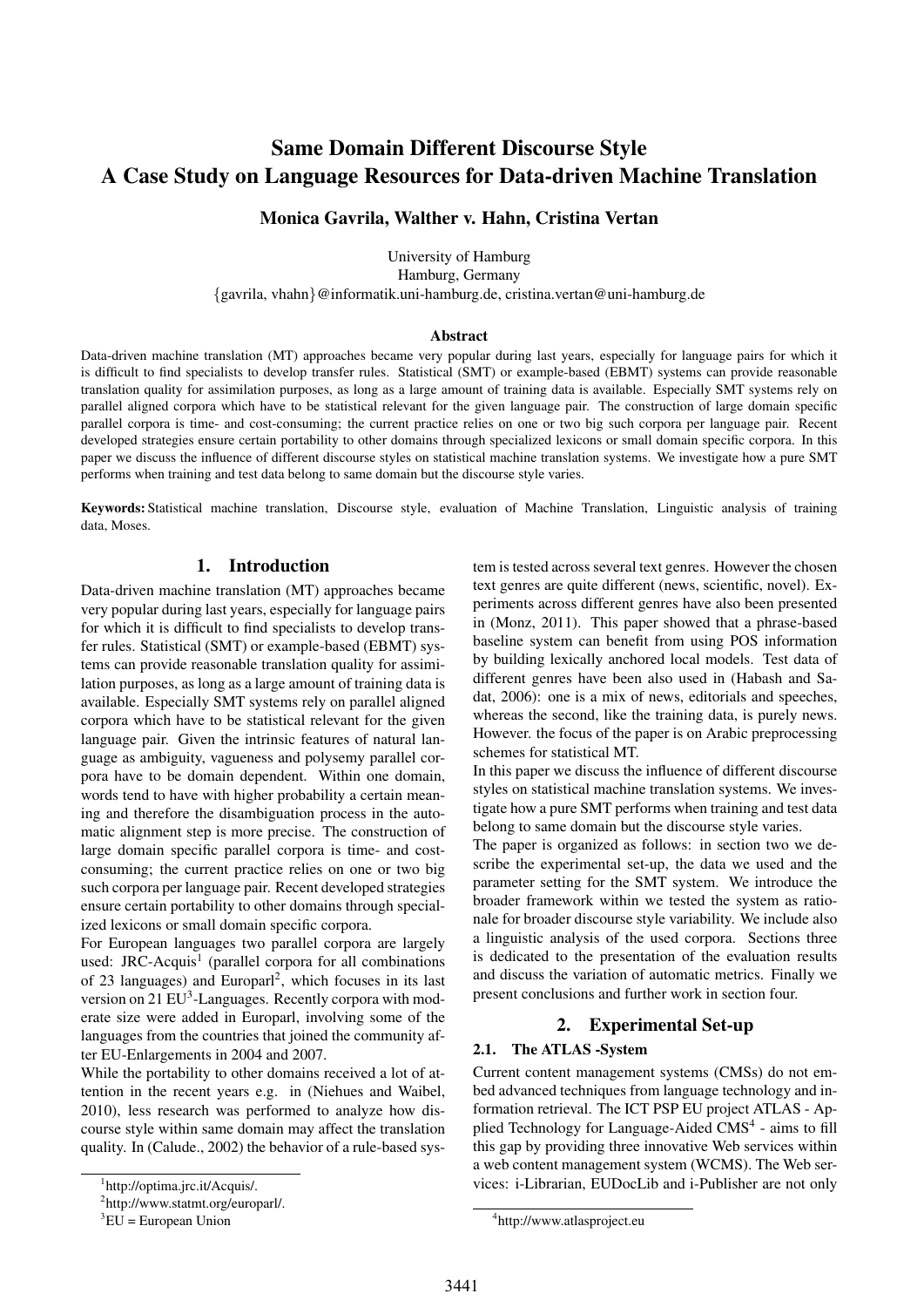# Same Domain Different Discourse Style
# A Case Study on Language Resources for Data-driven Machine Translation

**Monica Gavrila, Walther v. Hahn, Cristina Vertan**

University of Hamburg
Hamburg, Germany
{gavrila, vhahn}@informatik.uni-hamburg.de, cristina.vertan@uni-hamburg.de

### Abstract

Data-driven machine translation (MT) approaches became very popular during last years, especially for language pairs for which it is difficult to find specialists to develop transfer rules. Statistical (SMT) or example-based (EBMT) systems can provide reasonable translation quality for assimilation purposes, as long as a large amount of training data is available. Especially SMT systems rely on parallel aligned corpora which have to be statistical relevant for the given language pair. The construction of large domain specific parallel corpora is time- and cost-consuming; the current practice relies on one or two big such corpora per language pair. Recent developed strategies ensure certain portability to other domains through specialized lexicons or small domain specific corpora. In this paper we discuss the influence of different discourse styles on statistical machine translation systems. We investigate how a pure SMT performs when training and test data belong to same domain but the discourse style varies.

**Keywords:** Statistical machine translation, Discourse style, evaluation of Machine Translation, Linguistic analysis of training data, Moses.

## 1. Introduction

Data-driven machine translation (MT) approaches became very popular during last years, especially for language pairs for which it is difficult to find specialists to develop transfer rules. Statistical (SMT) or example-based (EBMT) systems can provide reasonable translation quality for assimilation purposes, as long as a large amount of training data is available. Especially SMT systems rely on parallel aligned corpora which have to be statistical relevant for the given language pair. Given the intrinsic features of natural language as ambiguity, vagueness and polysemy parallel corpora have to be domain dependent. Within one domain, words tend to have with higher probability a certain meaning and therefore the disambiguation process in the automatic alignment step is more precise. The construction of large domain specific parallel corpora is time- and cost-consuming; the current practice relies on one or two big such corpora per language pair. Recent developed strategies ensure certain portability to other domains through specialized lexicons or small domain specific corpora.

For European languages two parallel corpora are largely used: JRC-Acquis[1] (parallel corpora for all combinations of 23 languages) and Europarl[2], which focuses in its last version on 21 EU[3]-Languages. Recently corpora with moderate size were added in Europarl, involving some of the languages from the countries that joined the community after EU-Enlargements in 2004 and 2007.

While the portability to other domains received a lot of attention in the recent years e.g. in (Niehues and Waibel, 2010), less research was performed to analyze how discourse style within same domain may affect the translation quality. In (Calude., 2002) the behavior of a rule-based system is tested across several text genres. However the chosen text genres are quite different (news, scientific, novel). Experiments across different genres have also been presented in (Monz, 2011). This paper showed that a phrase-based baseline system can benefit from using POS information by building lexically anchored local models. Test data of different genres have been also used in (Habash and Sadat, 2006): one is a mix of news, editorials and speeches, whereas the second, like the training data, is purely news. However. the focus of the paper is on Arabic preprocessing schemes for statistical MT.

In this paper we discuss the influence of different discourse styles on statistical machine translation systems. We investigate how a pure SMT performs when training and test data belong to same domain but the discourse style varies.

The paper is organized as follows: in section two we describe the experimental set-up, the data we used and the parameter setting for the SMT system. We introduce the broader framework within we tested the system as rationale for broader discourse style variability. We include also a linguistic analysis of the used corpora. Sections three is dedicated to the presentation of the evaluation results and discuss the variation of automatic metrics. Finally we present conclusions and further work in section four.

## 2. Experimental Set-up

### 2.1. The ATLAS -System

Current content management systems (CMSs) do not embed advanced techniques from language technology and information retrieval. The ICT PSP EU project ATLAS - Applied Technology for Language-Aided CMS[4] - aims to fill this gap by providing three innovative Web services within a web content management system (WCMS). The Web services: i-Librarian, EUDocLib and i-Publisher are not only

[1] http://optima.jrc.it/Acquis/.

[2] http://www.statmt.org/europarl/.

[3] EU = European Union

[4] http://www.atlasproject.eu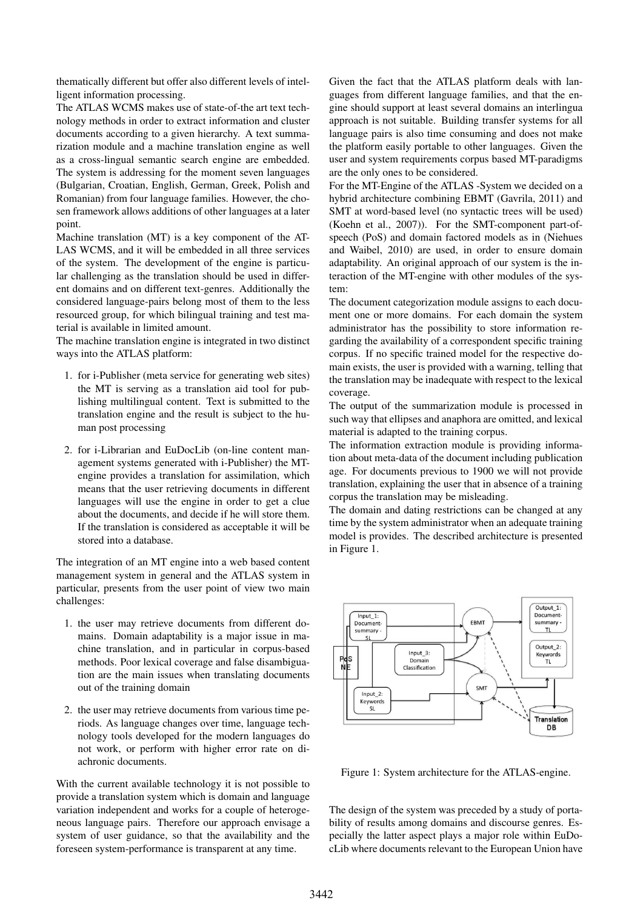thematically different but offer also different levels of intelligent information processing.

The ATLAS WCMS makes use of state-of-the art text technology methods in order to extract information and cluster documents according to a given hierarchy. A text summarization module and a machine translation engine as well as a cross-lingual semantic search engine are embedded. The system is addressing for the moment seven languages (Bulgarian, Croatian, English, German, Greek, Polish and Romanian) from four language families. However, the chosen framework allows additions of other languages at a later point.

Machine translation (MT) is a key component of the ATLAS WCMS, and it will be embedded in all three services of the system. The development of the engine is particular challenging as the translation should be used in different domains and on different text-genres. Additionally the considered language-pairs belong most of them to the less resourced group, for which bilingual training and test material is available in limited amount.

The machine translation engine is integrated in two distinct ways into the ATLAS platform:

1. for i-Publisher (meta service for generating web sites) the MT is serving as a translation aid tool for publishing multilingual content. Text is submitted to the translation engine and the result is subject to the human post processing

2. for i-Librarian and EuDocLib (on-line content management systems generated with i-Publisher) the MT-engine provides a translation for assimilation, which means that the user retrieving documents in different languages will use the engine in order to get a clue about the documents, and decide if he will store them. If the translation is considered as acceptable it will be stored into a database.

The integration of an MT engine into a web based content management system in general and the ATLAS system in particular, presents from the user point of view two main challenges:

1. the user may retrieve documents from different domains. Domain adaptability is a major issue in machine translation, and in particular in corpus-based methods. Poor lexical coverage and false disambiguation are the main issues when translating documents out of the training domain

2. the user may retrieve documents from various time periods. As language changes over time, language technology tools developed for the modern languages do not work, or perform with higher error rate on diachronic documents.

With the current available technology it is not possible to provide a translation system which is domain and language variation independent and works for a couple of heterogeneous language pairs. Therefore our approach envisage a system of user guidance, so that the availability and the foreseen system-performance is transparent at any time.

Given the fact that the ATLAS platform deals with languages from different language families, and that the engine should support at least several domains an interlingua approach is not suitable. Building transfer systems for all language pairs is also time consuming and does not make the platform easily portable to other languages. Given the user and system requirements corpus based MT-paradigms are the only ones to be considered.

For the MT-Engine of the ATLAS -System we decided on a hybrid architecture combining EBMT (Gavrila, 2011) and SMT at word-based level (no syntactic trees will be used) (Koehn et al., 2007)). For the SMT-component part-of-speech (PoS) and domain factored models as in (Niehues and Waibel, 2010) are used, in order to ensure domain adaptability. An original approach of our system is the interaction of the MT-engine with other modules of the system:

The document categorization module assigns to each document one or more domains. For each domain the system administrator has the possibility to store information regarding the availability of a correspondent specific training corpus. If no specific trained model for the respective domain exists, the user is provided with a warning, telling that the translation may be inadequate with respect to the lexical coverage.

The output of the summarization module is processed in such way that ellipses and anaphora are omitted, and lexical material is adapted to the training corpus.

The information extraction module is providing information about meta-data of the document including publication age. For documents previous to 1900 we will not provide translation, explaining the user that in absence of a training corpus the translation may be misleading.

The domain and dating restrictions can be changed at any time by the system administrator when an adequate training model is provides. The described architecture is presented in Figure 1.

Figure 1: System architecture for the ATLAS-engine.

The design of the system was preceded by a study of portability of results among domains and discourse genres. Especially the latter aspect plays a major role within EuDocLib where documents relevant to the European Union have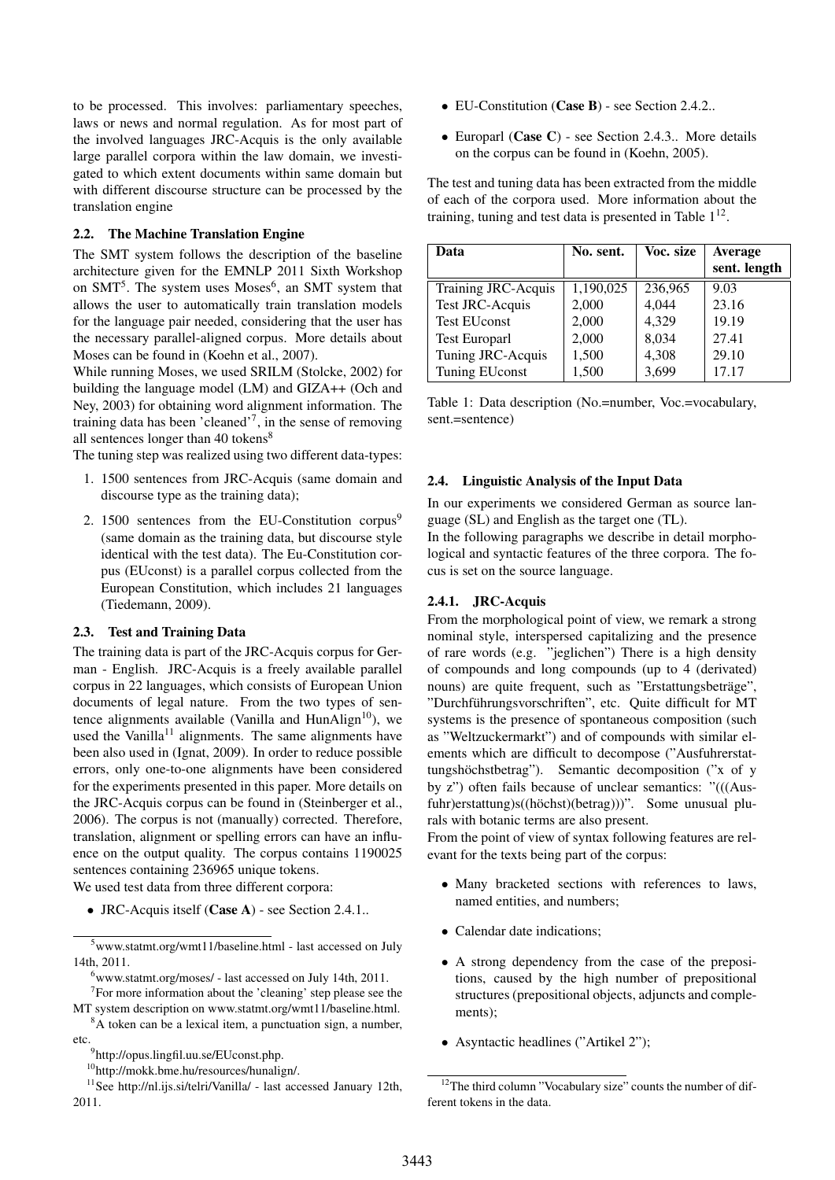to be processed. This involves: parliamentary speeches, laws or news and normal regulation. As for most part of the involved languages JRC-Acquis is the only available large parallel corpora within the law domain, we investigated to which extent documents within same domain but with different discourse structure can be processed by the translation engine

### 2.2. The Machine Translation Engine

The SMT system follows the description of the baseline architecture given for the EMNLP 2011 Sixth Workshop on SMT[5]. The system uses Moses[6], an SMT system that allows the user to automatically train translation models for the language pair needed, considering that the user has the necessary parallel-aligned corpus. More details about Moses can be found in (Koehn et al., 2007).

While running Moses, we used SRILM (Stolcke, 2002) for building the language model (LM) and GIZA++ (Och and Ney, 2003) for obtaining word alignment information. The training data has been 'cleaned'[7], in the sense of removing all sentences longer than 40 tokens[8]

The tuning step was realized using two different data-types:

1. 1500 sentences from JRC-Acquis (same domain and discourse type as the training data);
2. 1500 sentences from the EU-Constitution corpus[9] (same domain as the training data, but discourse style identical with the test data). The Eu-Constitution corpus (EUconst) is a parallel corpus collected from the European Constitution, which includes 21 languages (Tiedemann, 2009).

### 2.3. Test and Training Data

The training data is part of the JRC-Acquis corpus for German - English. JRC-Acquis is a freely available parallel corpus in 22 languages, which consists of European Union documents of legal nature. From the two types of sentence alignments available (Vanilla and HunAlign[10]), we used the Vanilla[11] alignments. The same alignments have been also used in (Ignat, 2009). In order to reduce possible errors, only one-to-one alignments have been considered for the experiments presented in this paper. More details on the JRC-Acquis corpus can be found in (Steinberger et al., 2006). The corpus is not (manually) corrected. Therefore, translation, alignment or spelling errors can have an influence on the output quality. The corpus contains 1190025 sentences containing 236965 unique tokens.

We used test data from three different corpora:

- JRC-Acquis itself (**Case A**) - see Section 2.4.1..
- EU-Constitution (**Case B**) - see Section 2.4.2..
- Europarl (**Case C**) - see Section 2.4.3.. More details on the corpus can be found in (Koehn, 2005).

The test and tuning data has been extracted from the middle of each of the corpora used. More information about the training, tuning and test data is presented in Table 1[12].

| Data | No. sent. | Voc. size | Average sent. length |
|---|---|---|---|
| Training JRC-Acquis | 1,190,025 | 236,965 | 9.03 |
| Test JRC-Acquis | 2,000 | 4,044 | 23.16 |
| Test EUconst | 2,000 | 4,329 | 19.19 |
| Test Europarl | 2,000 | 8,034 | 27.41 |
| Tuning JRC-Acquis | 1,500 | 4,308 | 29.10 |
| Tuning EUconst | 1,500 | 3,699 | 17.17 |

Table 1: Data description (No.=number, Voc.=vocabulary, sent.=sentence)

### 2.4. Linguistic Analysis of the Input Data

In our experiments we considered German as source language (SL) and English as the target one (TL).

In the following paragraphs we describe in detail morphological and syntactic features of the three corpora. The focus is set on the source language.

#### 2.4.1. JRC-Acquis

From the morphological point of view, we remark a strong nominal style, interspersed capitalizing and the presence of rare words (e.g. "jeglichen") There is a high density of compounds and long compounds (up to 4 (derivated) nouns) are quite frequent, such as "Erstattungsbeträge", "Durchführungsvorschriften", etc. Quite difficult for MT systems is the presence of spontaneous composition (such as "Weltzuckermarkt") and of compounds with similar elements which are difficult to decompose ("Ausfuhrerstattungshöchstbetrag"). Semantic decomposition ("x of y by z") often fails because of unclear semantics: "(((Ausfuhr)erstattung)s((höchst)(betrag)))". Some unusual plurals with botanic terms are also present.

From the point of view of syntax following features are relevant for the texts being part of the corpus:

- Many bracketed sections with references to laws, named entities, and numbers;
- Calendar date indications;
- A strong dependency from the case of the prepositions, caused by the high number of prepositional structures (prepositional objects, adjuncts and complements);
- Asyntactic headlines ("Artikel 2");

[5] www.statmt.org/wmt11/baseline.html - last accessed on July 14th, 2011.

[6] www.statmt.org/moses/ - last accessed on July 14th, 2011.

[7] For more information about the 'cleaning' step please see the MT system description on www.statmt.org/wmt11/baseline.html.

[8] A token can be a lexical item, a punctuation sign, a number, etc.

[9] http://opus.lingfil.uu.se/EUconst.php.

[10] http://mokk.bme.hu/resources/hunalign/.

[11] See http://nl.ijs.si/telri/Vanilla/ - last accessed January 12th, 2011.

[12] The third column "Vocabulary size" counts the number of different tokens in the data.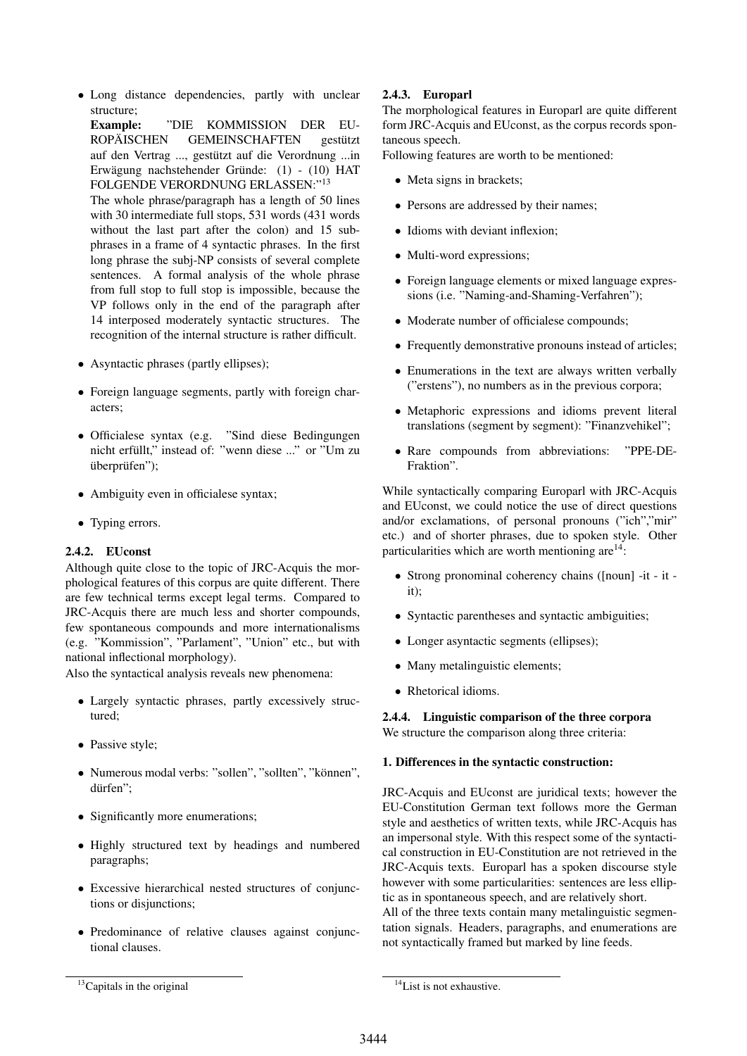- Long distance dependencies, partly with unclear structure;
  **Example:** "DIE KOMMISSION DER EUROPÄISCHEN GEMEINSCHAFTEN gestützt auf den Vertrag ..., gestützt auf die Verordnung ...in Erwägung nachstehender Gründe: (1) - (10) HAT FOLGENDE VERORDNUNG ERLASSEN:"[13]
  The whole phrase/paragraph has a length of 50 lines with 30 intermediate full stops, 531 words (431 words without the last part after the colon) and 15 subphrases in a frame of 4 syntactic phrases. In the first long phrase the subj-NP consists of several complete sentences. A formal analysis of the whole phrase from full stop to full stop is impossible, because the VP follows only in the end of the paragraph after 14 interposed moderately syntactic structures. The recognition of the internal structure is rather difficult.
- Asyntactic phrases (partly ellipses);
- Foreign language segments, partly with foreign characters;
- Officialese syntax (e.g. "Sind diese Bedingungen nicht erfüllt," instead of: "wenn diese ..." or "Um zu überprüfen");
- Ambiguity even in officialese syntax;
- Typing errors.

#### 2.4.2. EUconst

Although quite close to the topic of JRC-Acquis the morphological features of this corpus are quite different. There are few technical terms except legal terms. Compared to JRC-Acquis there are much less and shorter compounds, few spontaneous compounds and more internationalisms (e.g. "Kommission", "Parlament", "Union" etc., but with national inflectional morphology).

Also the syntactical analysis reveals new phenomena:

- Largely syntactic phrases, partly excessively structured;
- Passive style;
- Numerous modal verbs: "sollen", "sollten", "können", dürfen";
- Significantly more enumerations;
- Highly structured text by headings and numbered paragraphs;
- Excessive hierarchical nested structures of conjunctions or disjunctions;
- Predominance of relative clauses against conjunctional clauses.

#### 2.4.3. Europarl

The morphological features in Europarl are quite different form JRC-Acquis and EUconst, as the corpus records spontaneous speech.

Following features are worth to be mentioned:

- Meta signs in brackets;
- Persons are addressed by their names;
- Idioms with deviant inflexion;
- Multi-word expressions;
- Foreign language elements or mixed language expressions (i.e. "Naming-and-Shaming-Verfahren");
- Moderate number of officialese compounds;
- Frequently demonstrative pronouns instead of articles;
- Enumerations in the text are always written verbally ("erstens"), no numbers as in the previous corpora;
- Metaphoric expressions and idioms prevent literal translations (segment by segment): "Finanzvehikel";
- Rare compounds from abbreviations: "PPE-DE-Fraktion".

While syntactically comparing Europarl with JRC-Acquis and EUconst, we could notice the use of direct questions and/or exclamations, of personal pronouns ("ich","mir" etc.) and of shorter phrases, due to spoken style. Other particularities which are worth mentioning are[14]:

- Strong pronominal coherency chains ([noun] -it - it - it);
- Syntactic parentheses and syntactic ambiguities;
- Longer asyntactic segments (ellipses);
- Many metalinguistic elements;
- Rhetorical idioms.

#### 2.4.4. Linguistic comparison of the three corpora

We structure the comparison along three criteria:

**1. Differences in the syntactic construction:**

JRC-Acquis and EUconst are juridical texts; however the EU-Constitution German text follows more the German style and aesthetics of written texts, while JRC-Acquis has an impersonal style. With this respect some of the syntactical construction in EU-Constitution are not retrieved in the JRC-Acquis texts. Europarl has a spoken discourse style however with some particularities: sentences are less elliptic as in spontaneous speech, and are relatively short.

All of the three texts contain many metalinguistic segmentation signals. Headers, paragraphs, and enumerations are not syntactically framed but marked by line feeds.

[13] Capitals in the original

[14] List is not exhaustive.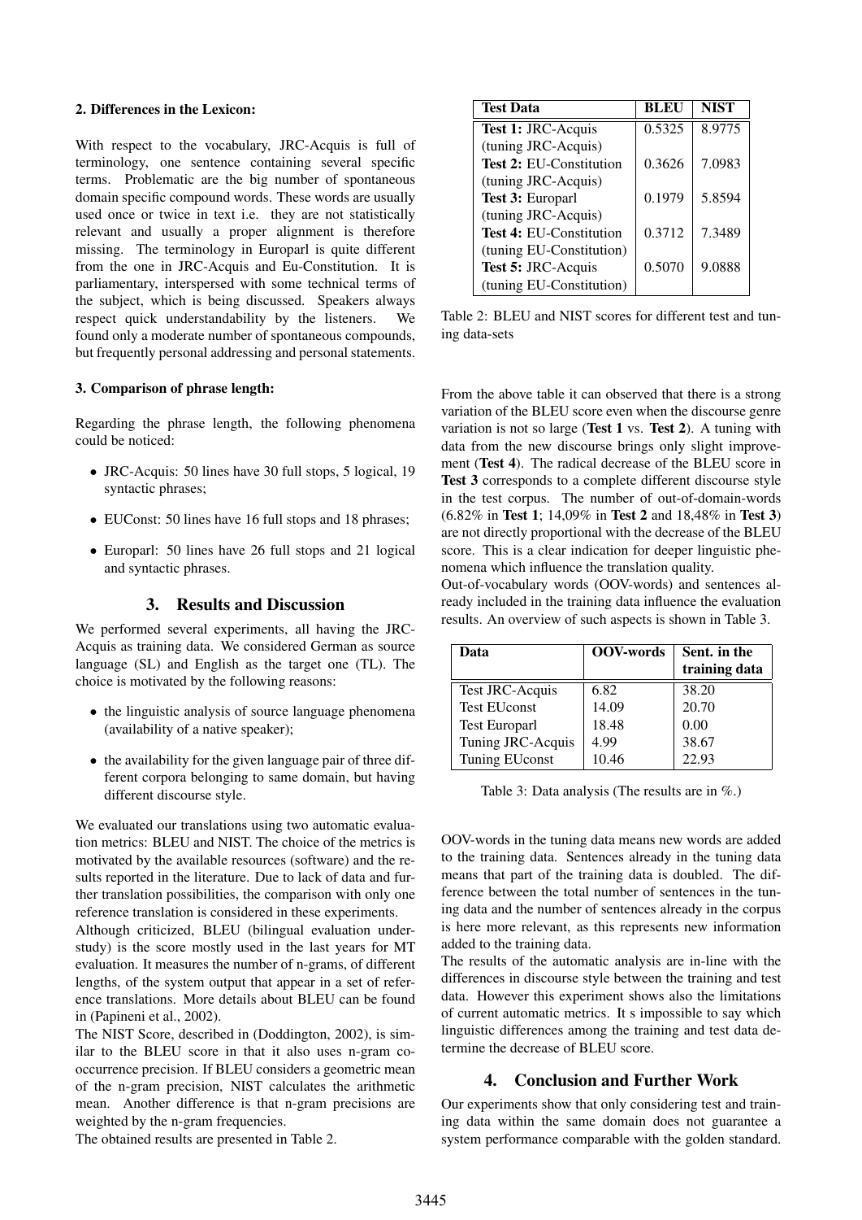**2. Differences in the Lexicon:**

With respect to the vocabulary, JRC-Acquis is full of terminology, one sentence containing several specific terms. Problematic are the big number of spontaneous domain specific compound words. These words are usually used once or twice in text i.e. they are not statistically relevant and usually a proper alignment is therefore missing. The terminology in Europarl is quite different from the one in JRC-Acquis and Eu-Constitution. It is parliamentary, interspersed with some technical terms of the subject, which is being discussed. Speakers always respect quick understandability by the listeners. We found only a moderate number of spontaneous compounds, but frequently personal addressing and personal statements.

**3. Comparison of phrase length:**

Regarding the phrase length, the following phenomena could be noticed:

- JRC-Acquis: 50 lines have 30 full stops, 5 logical, 19 syntactic phrases;
- EUConst: 50 lines have 16 full stops and 18 phrases;
- Europarl: 50 lines have 26 full stops and 21 logical and syntactic phrases.

## 3. Results and Discussion

We performed several experiments, all having the JRC-Acquis as training data. We considered German as source language (SL) and English as the target one (TL). The choice is motivated by the following reasons:

- the linguistic analysis of source language phenomena (availability of a native speaker);
- the availability for the given language pair of three different corpora belonging to same domain, but having different discourse style.

We evaluated our translations using two automatic evaluation metrics: BLEU and NIST. The choice of the metrics is motivated by the available resources (software) and the results reported in the literature. Due to lack of data and further translation possibilities, the comparison with only one reference translation is considered in these experiments.

Although criticized, BLEU (bilingual evaluation understudy) is the score mostly used in the last years for MT evaluation. It measures the number of n-grams, of different lengths, of the system output that appear in a set of reference translations. More details about BLEU can be found in (Papineni et al., 2002).

The NIST Score, described in (Doddington, 2002), is similar to the BLEU score in that it also uses n-gram co-occurrence precision. If BLEU considers a geometric mean of the n-gram precision, NIST calculates the arithmetic mean. Another difference is that n-gram precisions are weighted by the n-gram frequencies.

The obtained results are presented in Table 2.

| Test Data | BLEU | NIST |
|---|---|---|
| **Test 1:** JRC-Acquis (tuning JRC-Acquis) | 0.5325 | 8.9775 |
| **Test 2:** EU-Constitution (tuning JRC-Acquis) | 0.3626 | 7.0983 |
| **Test 3:** Europarl (tuning JRC-Acquis) | 0.1979 | 5.8594 |
| **Test 4:** EU-Constitution (tuning EU-Constitution) | 0.3712 | 7.3489 |
| **Test 5:** JRC-Acquis (tuning EU-Constitution) | 0.5070 | 9.0888 |

Table 2: BLEU and NIST scores for different test and tuning data-sets

From the above table it can observed that there is a strong variation of the BLEU score even when the discourse genre variation is not so large (**Test 1** vs. **Test 2**). A tuning with data from the new discourse brings only slight improvement (**Test 4**). The radical decrease of the BLEU score in **Test 3** corresponds to a complete different discourse style in the test corpus. The number of out-of-domain-words (6.82% in **Test 1**; 14,09% in **Test 2** and 18,48% in **Test 3**) are not directly proportional with the decrease of the BLEU score. This is a clear indication for deeper linguistic phenomena which influence the translation quality.

Out-of-vocabulary words (OOV-words) and sentences already included in the training data influence the evaluation results. An overview of such aspects is shown in Table 3.

| Data | OOV-words | Sent. in the training data |
|---|---|---|
| Test JRC-Acquis | 6.82 | 38.20 |
| Test EUconst | 14.09 | 20.70 |
| Test Europarl | 18.48 | 0.00 |
| Tuning JRC-Acquis | 4.99 | 38.67 |
| Tuning EUconst | 10.46 | 22.93 |

Table 3: Data analysis (The results are in %.)

OOV-words in the tuning data means new words are added to the training data. Sentences already in the tuning data means that part of the training data is doubled. The difference between the total number of sentences in the tuning data and the number of sentences already in the corpus is here more relevant, as this represents new information added to the training data.

The results of the automatic analysis are in-line with the differences in discourse style between the training and test data. However this experiment shows also the limitations of current automatic metrics. It s impossible to say which linguistic differences among the training and test data determine the decrease of BLEU score.

## 4. Conclusion and Further Work

Our experiments show that only considering test and training data within the same domain does not guarantee a system performance comparable with the golden standard.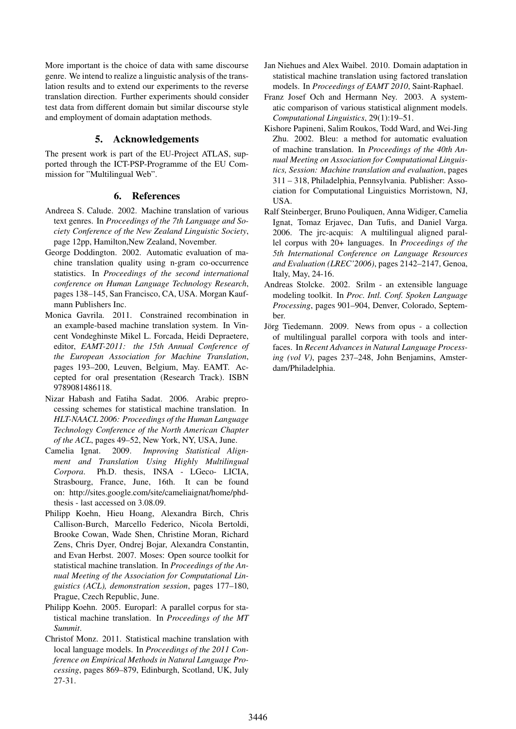More important is the choice of data with same discourse genre. We intend to realize a linguistic analysis of the translation results and to extend our experiments to the reverse translation direction. Further experiments should consider test data from different domain but similar discourse style and employment of domain adaptation methods.

## 5. Acknowledgements

The present work is part of the EU-Project ATLAS, supported through the ICT-PSP-Programme of the EU Commission for "Multilingual Web".

## 6. References

Andreea S. Calude. 2002. Machine translation of various text genres. In *Proceedings of the 7th Language and Society Conference of the New Zealand Linguistic Society*, page 12pp, Hamilton,New Zealand, November.

George Doddington. 2002. Automatic evaluation of machine translation quality using n-gram co-occurrence statistics. In *Proceedings of the second international conference on Human Language Technology Research*, pages 138–145, San Francisco, CA, USA. Morgan Kaufmann Publishers Inc.

Monica Gavrila. 2011. Constrained recombination in an example-based machine translation system. In Vincent Vondeghinste Mikel L. Forcada, Heidi Depraetere, editor, *EAMT-2011: the 15th Annual Conference of the European Association for Machine Translation*, pages 193–200, Leuven, Belgium, May. EAMT. Accepted for oral presentation (Research Track). ISBN 9789081486118.

Nizar Habash and Fatiha Sadat. 2006. Arabic preprocessing schemes for statistical machine translation. In *HLT-NAACL 2006: Proceedings of the Human Language Technology Conference of the North American Chapter of the ACL*, pages 49–52, New York, NY, USA, June.

Camelia Ignat. 2009. *Improving Statistical Alignment and Translation Using Highly Multilingual Corpora*. Ph.D. thesis, INSA - LGeco- LICIA, Strasbourg, France, June, 16th. It can be found on: http://sites.google.com/site/cameliaignat/home/phd-thesis - last accessed on 3.08.09.

Philipp Koehn, Hieu Hoang, Alexandra Birch, Chris Callison-Burch, Marcello Federico, Nicola Bertoldi, Brooke Cowan, Wade Shen, Christine Moran, Richard Zens, Chris Dyer, Ondrej Bojar, Alexandra Constantin, and Evan Herbst. 2007. Moses: Open source toolkit for statistical machine translation. In *Proceedings of the Annual Meeting of the Association for Computational Linguistics (ACL), demonstration session*, pages 177–180, Prague, Czech Republic, June.

Philipp Koehn. 2005. Europarl: A parallel corpus for statistical machine translation. In *Proceedings of the MT Summit*.

Christof Monz. 2011. Statistical machine translation with local language models. In *Proceedings of the 2011 Conference on Empirical Methods in Natural Language Processing*, pages 869–879, Edinburgh, Scotland, UK, July 27-31.

Jan Niehues and Alex Waibel. 2010. Domain adaptation in statistical machine translation using factored translation models. In *Proceedings of EAMT 2010*, Saint-Raphael.

Franz Josef Och and Hermann Ney. 2003. A systematic comparison of various statistical alignment models. *Computational Linguistics*, 29(1):19–51.

Kishore Papineni, Salim Roukos, Todd Ward, and Wei-Jing Zhu. 2002. Bleu: a method for automatic evaluation of machine translation. In *Proceedings of the 40th Annual Meeting on Association for Computational Linguistics, Session: Machine translation and evaluation*, pages 311 – 318, Philadelphia, Pennsylvania. Publisher: Association for Computational Linguistics Morristown, NJ, USA.

Ralf Steinberger, Bruno Pouliquen, Anna Widiger, Camelia Ignat, Tomaz Erjavec, Dan Tufis, and Daniel Varga. 2006. The jrc-acquis: A multilingual aligned parallel corpus with 20+ languages. In *Proceedings of the 5th International Conference on Language Resources and Evaluation (LREC'2006)*, pages 2142–2147, Genoa, Italy, May, 24-16.

Andreas Stolcke. 2002. Srilm - an extensible language modeling toolkit. In *Proc. Intl. Conf. Spoken Language Processing*, pages 901–904, Denver, Colorado, September.

Jörg Tiedemann. 2009. News from opus - a collection of multilingual parallel corpora with tools and interfaces. In *Recent Advances in Natural Language Processing (vol V)*, pages 237–248, John Benjamins, Amsterdam/Philadelphia.